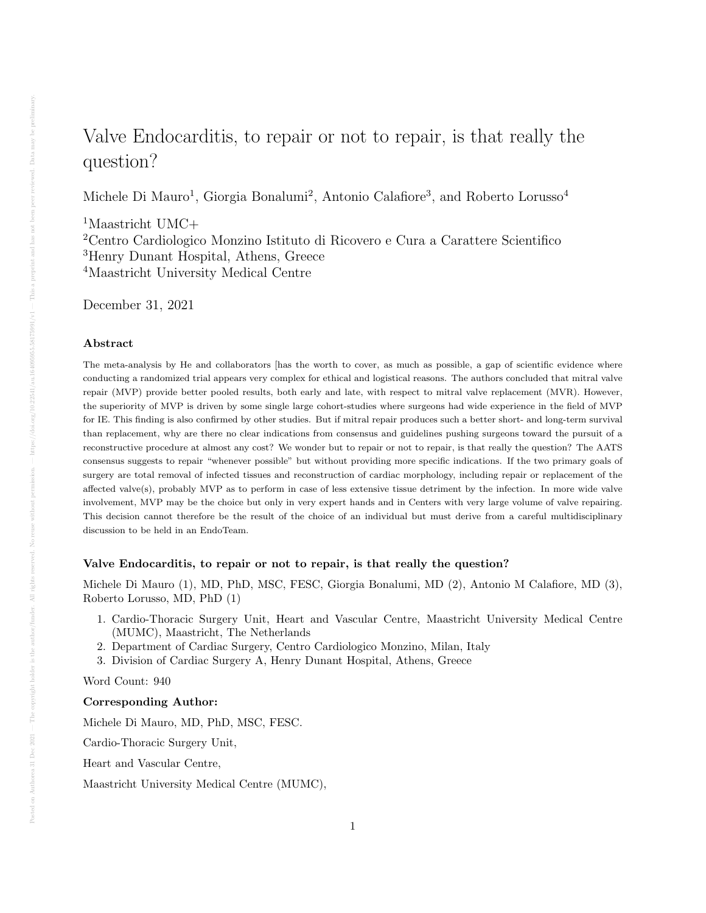# Valve Endocarditis, to repair or not to repair, is that really the question?

Michele Di Mauro[1], Giorgia Bonalumi[2], Antonio Calafiore[3], and Roberto Lorusso[4]

[1]Maastricht UMC+
[2]Centro Cardiologico Monzino Istituto di Ricovero e Cura a Carattere Scientifico
[3]Henry Dunant Hospital, Athens, Greece
[4]Maastricht University Medical Centre

December 31, 2021

## Abstract

The meta-analysis by He and collaborators [has the worth to cover, as much as possible, a gap of scientific evidence where conducting a randomized trial appears very complex for ethical and logistical reasons. The authors concluded that mitral valve repair (MVP) provide better pooled results, both early and late, with respect to mitral valve replacement (MVR). However, the superiority of MVP is driven by some single large cohort-studies where surgeons had wide experience in the field of MVP for IE. This finding is also confirmed by other studies. But if mitral repair produces such a better short- and long-term survival than replacement, why are there no clear indications from consensus and guidelines pushing surgeons toward the pursuit of a reconstructive procedure at almost any cost? We wonder but to repair or not to repair, is that really the question? The AATS consensus suggests to repair "whenever possible" but without providing more specific indications. If the two primary goals of surgery are total removal of infected tissues and reconstruction of cardiac morphology, including repair or replacement of the affected valve(s), probably MVP as to perform in case of less extensive tissue detriment by the infection. In more wide valve involvement, MVP may be the choice but only in very expert hands and in Centers with very large volume of valve repairing. This decision cannot therefore be the result of the choice of an individual but must derive from a careful multidisciplinary discussion to be held in an EndoTeam.

### Valve Endocarditis, to repair or not to repair, is that really the question?

Michele Di Mauro (1), MD, PhD, MSC, FESC, Giorgia Bonalumi, MD (2), Antonio M Calafiore, MD (3), Roberto Lorusso, MD, PhD (1)

1. Cardio-Thoracic Surgery Unit, Heart and Vascular Centre, Maastricht University Medical Centre (MUMC), Maastricht, The Netherlands
2. Department of Cardiac Surgery, Centro Cardiologico Monzino, Milan, Italy
3. Division of Cardiac Surgery A, Henry Dunant Hospital, Athens, Greece

Word Count: 940

**Corresponding Author:**

Michele Di Mauro, MD, PhD, MSC, FESC.

Cardio-Thoracic Surgery Unit,

Heart and Vascular Centre,

Maastricht University Medical Centre (MUMC),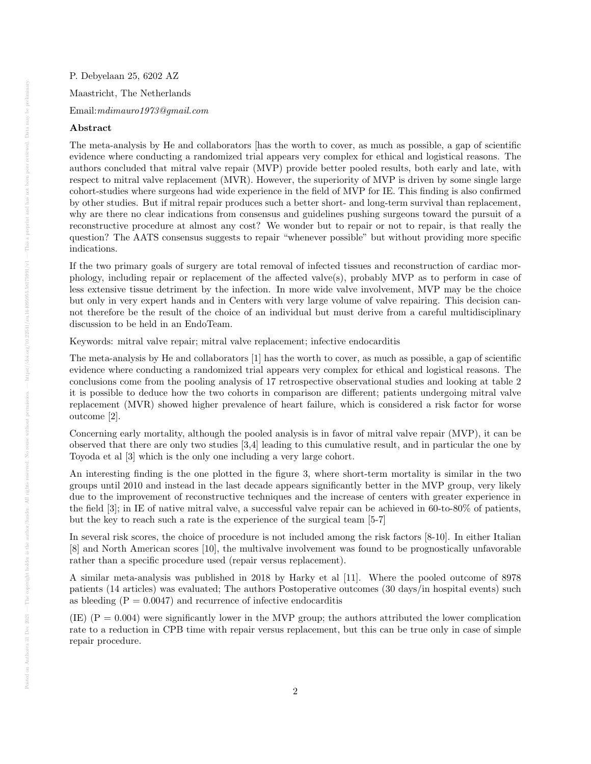P. Debyelaan 25, 6202 AZ

Maastricht, The Netherlands

Email:*mdimauro1973@gmail.com*

**Abstract**

The meta-analysis by He and collaborators [has the worth to cover, as much as possible, a gap of scientific evidence where conducting a randomized trial appears very complex for ethical and logistical reasons. The authors concluded that mitral valve repair (MVP) provide better pooled results, both early and late, with respect to mitral valve replacement (MVR). However, the superiority of MVP is driven by some single large cohort-studies where surgeons had wide experience in the field of MVP for IE. This finding is also confirmed by other studies. But if mitral repair produces such a better short- and long-term survival than replacement, why are there no clear indications from consensus and guidelines pushing surgeons toward the pursuit of a reconstructive procedure at almost any cost? We wonder but to repair or not to repair, is that really the question? The AATS consensus suggests to repair "whenever possible" but without providing more specific indications.

If the two primary goals of surgery are total removal of infected tissues and reconstruction of cardiac morphology, including repair or replacement of the affected valve(s), probably MVP as to perform in case of less extensive tissue detriment by the infection. In more wide valve involvement, MVP may be the choice but only in very expert hands and in Centers with very large volume of valve repairing. This decision cannot therefore be the result of the choice of an individual but must derive from a careful multidisciplinary discussion to be held in an EndoTeam.

Keywords: mitral valve repair; mitral valve replacement; infective endocarditis

The meta-analysis by He and collaborators [1] has the worth to cover, as much as possible, a gap of scientific evidence where conducting a randomized trial appears very complex for ethical and logistical reasons. The conclusions come from the pooling analysis of 17 retrospective observational studies and looking at table 2 it is possible to deduce how the two cohorts in comparison are different; patients undergoing mitral valve replacement (MVR) showed higher prevalence of heart failure, which is considered a risk factor for worse outcome [2].

Concerning early mortality, although the pooled analysis is in favor of mitral valve repair (MVP), it can be observed that there are only two studies [3,4] leading to this cumulative result, and in particular the one by Toyoda et al [3] which is the only one including a very large cohort.

An interesting finding is the one plotted in the figure 3, where short-term mortality is similar in the two groups until 2010 and instead in the last decade appears significantly better in the MVP group, very likely due to the improvement of reconstructive techniques and the increase of centers with greater experience in the field [3]; in IE of native mitral valve, a successful valve repair can be achieved in 60-to-80% of patients, but the key to reach such a rate is the experience of the surgical team [5-7]

In several risk scores, the choice of procedure is not included among the risk factors [8-10]. In either Italian [8] and North American scores [10], the multivalve involvement was found to be prognostically unfavorable rather than a specific procedure used (repair versus replacement).

A similar meta-analysis was published in 2018 by Harky et al [11]. Where the pooled outcome of 8978 patients (14 articles) was evaluated; The authors Postoperative outcomes (30 days/in hospital events) such as bleeding ($P = 0.0047$) and recurrence of infective endocarditis

(IE) ($P = 0.004$) were significantly lower in the MVP group; the authors attributed the lower complication rate to a reduction in CPB time with repair versus replacement, but this can be true only in case of simple repair procedure.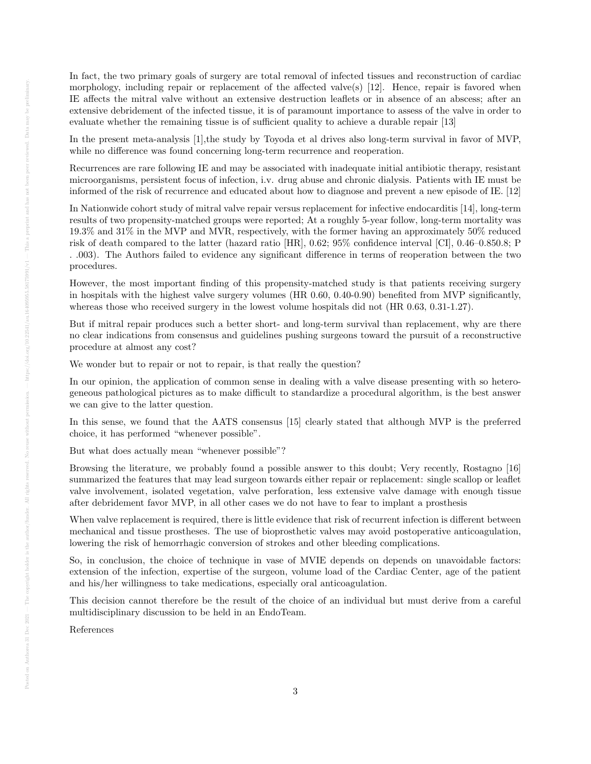In fact, the two primary goals of surgery are total removal of infected tissues and reconstruction of cardiac morphology, including repair or replacement of the affected valve(s) [12]. Hence, repair is favored when IE affects the mitral valve without an extensive destruction leaflets or in absence of an abscess; after an extensive debridement of the infected tissue, it is of paramount importance to assess of the valve in order to evaluate whether the remaining tissue is of sufficient quality to achieve a durable repair [13]

In the present meta-analysis [1],the study by Toyoda et al drives also long-term survival in favor of MVP, while no difference was found concerning long-term recurrence and reoperation.

Recurrences are rare following IE and may be associated with inadequate initial antibiotic therapy, resistant microorganisms, persistent focus of infection, i.v. drug abuse and chronic dialysis. Patients with IE must be informed of the risk of recurrence and educated about how to diagnose and prevent a new episode of IE. [12]

In Nationwide cohort study of mitral valve repair versus replacement for infective endocarditis [14], long-term results of two propensity-matched groups were reported; At a roughly 5-year follow, long-term mortality was 19.3% and 31% in the MVP and MVR, respectively, with the former having an approximately 50% reduced risk of death compared to the latter (hazard ratio [HR], 0.62; 95% confidence interval [CI], 0.46–0.850.8; P . .003). The Authors failed to evidence any significant difference in terms of reoperation between the two procedures.

However, the most important finding of this propensity-matched study is that patients receiving surgery in hospitals with the highest valve surgery volumes (HR 0.60, 0.40-0.90) benefited from MVP significantly, whereas those who received surgery in the lowest volume hospitals did not (HR 0.63, 0.31-1.27).

But if mitral repair produces such a better short- and long-term survival than replacement, why are there no clear indications from consensus and guidelines pushing surgeons toward the pursuit of a reconstructive procedure at almost any cost?

We wonder but to repair or not to repair, is that really the question?

In our opinion, the application of common sense in dealing with a valve disease presenting with so heterogeneous pathological pictures as to make difficult to standardize a procedural algorithm, is the best answer we can give to the latter question.

In this sense, we found that the AATS consensus [15] clearly stated that although MVP is the preferred choice, it has performed "whenever possible".

But what does actually mean "whenever possible"?

Browsing the literature, we probably found a possible answer to this doubt; Very recently, Rostagno [16] summarized the features that may lead surgeon towards either repair or replacement: single scallop or leaflet valve involvement, isolated vegetation, valve perforation, less extensive valve damage with enough tissue after debridement favor MVP, in all other cases we do not have to fear to implant a prosthesis

When valve replacement is required, there is little evidence that risk of recurrent infection is different between mechanical and tissue prostheses. The use of bioprosthetic valves may avoid postoperative anticoagulation, lowering the risk of hemorrhagic conversion of strokes and other bleeding complications.

So, in conclusion, the choice of technique in vase of MVIE depends on depends on unavoidable factors: extension of the infection, expertise of the surgeon, volume load of the Cardiac Center, age of the patient and his/her willingness to take medications, especially oral anticoagulation.

This decision cannot therefore be the result of the choice of an individual but must derive from a careful multidisciplinary discussion to be held in an EndoTeam.

References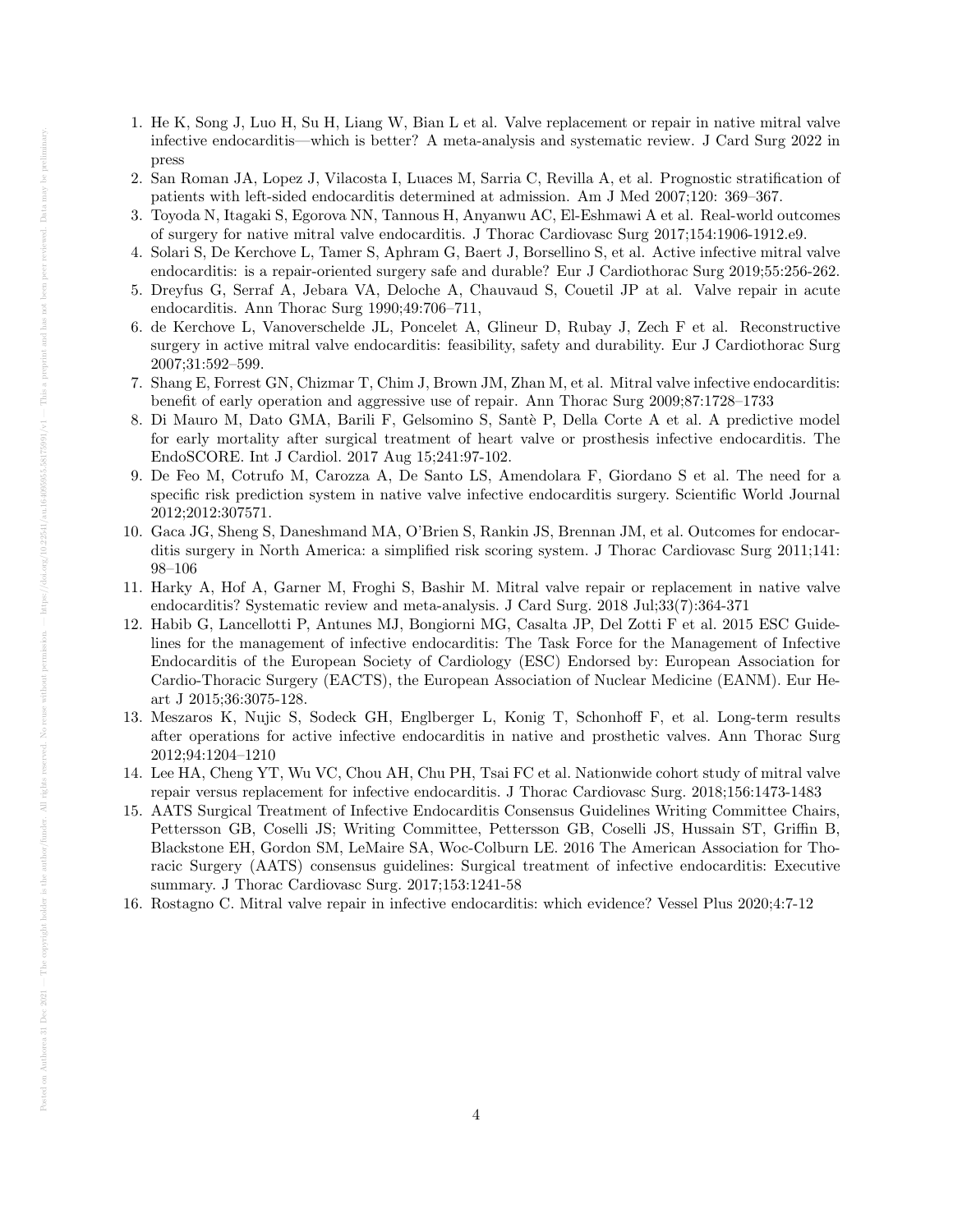1. He K, Song J, Luo H, Su H, Liang W, Bian L et al. Valve replacement or repair in native mitral valve infective endocarditis—which is better? A meta-analysis and systematic review. J Card Surg 2022 in press
2. San Roman JA, Lopez J, Vilacosta I, Luaces M, Sarria C, Revilla A, et al. Prognostic stratification of patients with left-sided endocarditis determined at admission. Am J Med 2007;120: 369–367.
3. Toyoda N, Itagaki S, Egorova NN, Tannous H, Anyanwu AC, El-Eshmawi A et al. Real-world outcomes of surgery for native mitral valve endocarditis. J Thorac Cardiovasc Surg 2017;154:1906-1912.e9.
4. Solari S, De Kerchove L, Tamer S, Aphram G, Baert J, Borsellino S, et al. Active infective mitral valve endocarditis: is a repair-oriented surgery safe and durable? Eur J Cardiothorac Surg 2019;55:256-262.
5. Dreyfus G, Serraf A, Jebara VA, Deloche A, Chauvaud S, Couetil JP at al. Valve repair in acute endocarditis. Ann Thorac Surg 1990;49:706–711,
6. de Kerchove L, Vanoverschelde JL, Poncelet A, Glineur D, Rubay J, Zech F et al. Reconstructive surgery in active mitral valve endocarditis: feasibility, safety and durability. Eur J Cardiothorac Surg 2007;31:592–599.
7. Shang E, Forrest GN, Chizmar T, Chim J, Brown JM, Zhan M, et al. Mitral valve infective endocarditis: benefit of early operation and aggressive use of repair. Ann Thorac Surg 2009;87:1728–1733
8. Di Mauro M, Dato GMA, Barili F, Gelsomino S, Santè P, Della Corte A et al. A predictive model for early mortality after surgical treatment of heart valve or prosthesis infective endocarditis. The EndoSCORE. Int J Cardiol. 2017 Aug 15;241:97-102.
9. De Feo M, Cotrufo M, Carozza A, De Santo LS, Amendolara F, Giordano S et al. The need for a specific risk prediction system in native valve infective endocarditis surgery. Scientific World Journal 2012;2012:307571.
10. Gaca JG, Sheng S, Daneshmand MA, O'Brien S, Rankin JS, Brennan JM, et al. Outcomes for endocarditis surgery in North America: a simplified risk scoring system. J Thorac Cardiovasc Surg 2011;141: 98–106
11. Harky A, Hof A, Garner M, Froghi S, Bashir M. Mitral valve repair or replacement in native valve endocarditis? Systematic review and meta-analysis. J Card Surg. 2018 Jul;33(7):364-371
12. Habib G, Lancellotti P, Antunes MJ, Bongiorni MG, Casalta JP, Del Zotti F et al. 2015 ESC Guidelines for the management of infective endocarditis: The Task Force for the Management of Infective Endocarditis of the European Society of Cardiology (ESC) Endorsed by: European Association for Cardio-Thoracic Surgery (EACTS), the European Association of Nuclear Medicine (EANM). Eur Heart J 2015;36:3075-128.
13. Meszaros K, Nujic S, Sodeck GH, Englberger L, Konig T, Schonhoff F, et al. Long-term results after operations for active infective endocarditis in native and prosthetic valves. Ann Thorac Surg 2012;94:1204–1210
14. Lee HA, Cheng YT, Wu VC, Chou AH, Chu PH, Tsai FC et al. Nationwide cohort study of mitral valve repair versus replacement for infective endocarditis. J Thorac Cardiovasc Surg. 2018;156:1473-1483
15. AATS Surgical Treatment of Infective Endocarditis Consensus Guidelines Writing Committee Chairs, Pettersson GB, Coselli JS; Writing Committee, Pettersson GB, Coselli JS, Hussain ST, Griffin B, Blackstone EH, Gordon SM, LeMaire SA, Woc-Colburn LE. 2016 The American Association for Thoracic Surgery (AATS) consensus guidelines: Surgical treatment of infective endocarditis: Executive summary. J Thorac Cardiovasc Surg. 2017;153:1241-58
16. Rostagno C. Mitral valve repair in infective endocarditis: which evidence? Vessel Plus 2020;4:7-12